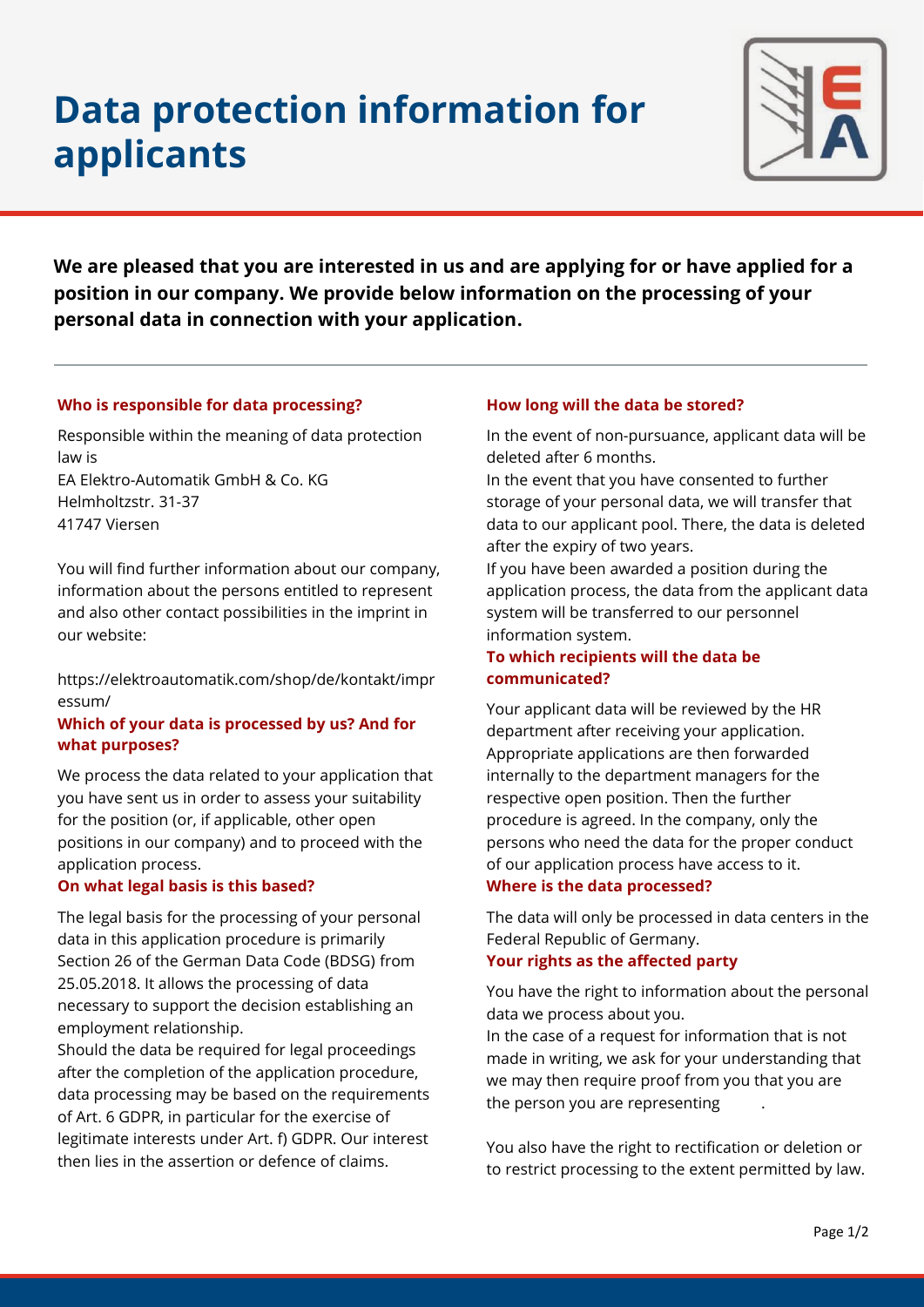# Data protection information for applicants

**We are pleased that you are interested in us and are applying for or have applied for a position in our company. We provide below information on the processing of your personal data in connection with your application.**

---

### Who is responsible for data processing?

Responsible within the meaning of data protection law is
EA Elektro-Automatik GmbH & Co. KG
Helmholtzstr. 31-37
41747 Viersen

You will find further information about our company, information about the persons entitled to represent and also other contact possibilities in the imprint in our website:

https://elektroautomatik.com/shop/de/kontakt/impressum/

### Which of your data is processed by us? And for what purposes?

We process the data related to your application that you have sent us in order to assess your suitability for the position (or, if applicable, other open positions in our company) and to proceed with the application process.

### On what legal basis is this based?

The legal basis for the processing of your personal data in this application procedure is primarily Section 26 of the German Data Code (BDSG) from 25.05.2018. It allows the processing of data necessary to support the decision establishing an employment relationship.
Should the data be required for legal proceedings after the completion of the application procedure, data processing may be based on the requirements of Art. 6 GDPR, in particular for the exercise of legitimate interests under Art. f) GDPR. Our interest then lies in the assertion or defence of claims.

### How long will the data be stored?

In the event of non-pursuance, applicant data will be deleted after 6 months.
In the event that you have consented to further storage of your personal data, we will transfer that data to our applicant pool. There, the data is deleted after the expiry of two years.
If you have been awarded a position during the application process, the data from the applicant data system will be transferred to our personnel information system.

### To which recipients will the data be communicated?

Your applicant data will be reviewed by the HR department after receiving your application. Appropriate applications are then forwarded internally to the department managers for the respective open position. Then the further procedure is agreed. In the company, only the persons who need the data for the proper conduct of our application process have access to it.

### Where is the data processed?

The data will only be processed in data centers in the Federal Republic of Germany.

### Your rights as the affected party

You have the right to information about the personal data we process about you.
In the case of a request for information that is not made in writing, we ask for your understanding that we may then require proof from you that you are the person you are representing .

You also have the right to rectification or deletion or to restrict processing to the extent permitted by law.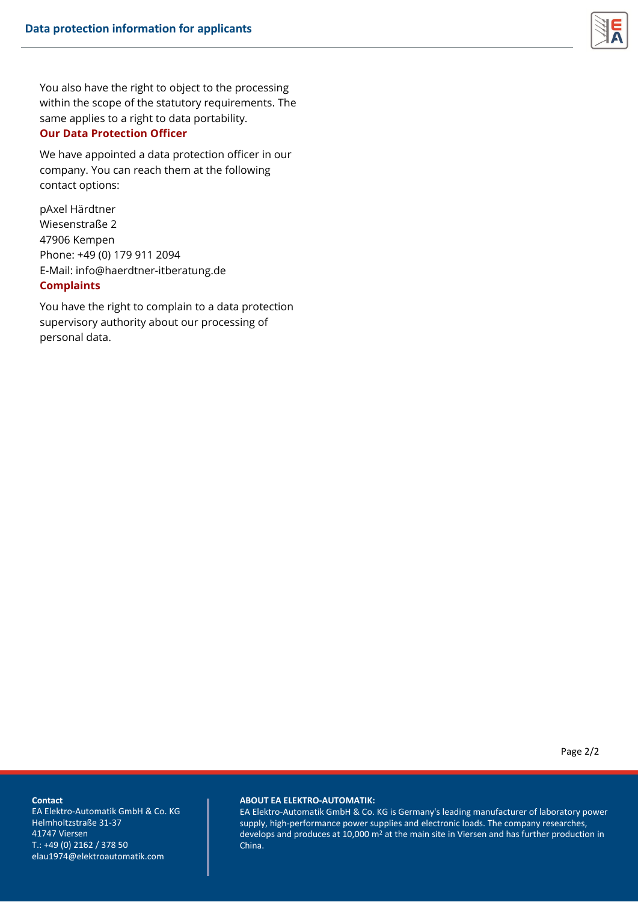You also have the right to object to the processing within the scope of the statutory requirements. The same applies to a right to data portability.

## Our Data Protection Officer

We have appointed a data protection officer in our company. You can reach them at the following contact options:

pAxel Härdtner
Wiesenstraße 2
47906 Kempen
Phone: +49 (0) 179 911 2094
E-Mail: info@haerdtner-itberatung.de

## Complaints

You have the right to complain to a data protection supervisory authority about our processing of personal data.

**Contact**
EA Elektro-Automatik GmbH & Co. KG
Helmholtzstraße 31-37
41747 Viersen
T.: +49 (0) 2162 / 378 50
elau1974@elektroautomatik.com

**ABOUT EA ELEKTRO-AUTOMATIK:**
EA Elektro-Automatik GmbH & Co. KG is Germany's leading manufacturer of laboratory power supply, high-performance power supplies and electronic loads. The company researches, develops and produces at 10,000 m² at the main site in Viersen and has further production in China.